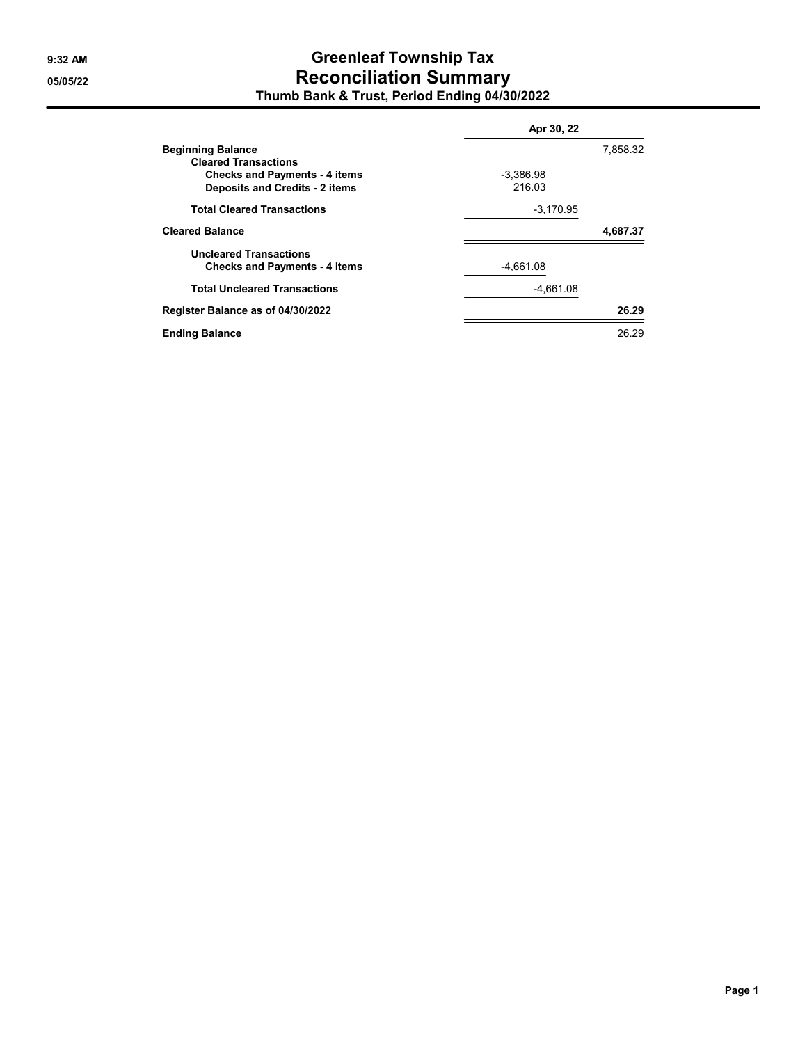9:32 AM
05/05/22

# Greenleaf Township Tax
# Reconciliation Summary
### Thumb Bank & Trust, Period Ending 04/30/2022

| | Apr 30, 22 | |
|---|---|---|
| **Beginning Balance** | | 7,858.32 |
| **Cleared Transactions** | | |
| **Checks and Payments - 4 items** | -3,386.98 | |
| **Deposits and Credits - 2 items** | 216.03 | |
| **Total Cleared Transactions** | -3,170.95 | |
| **Cleared Balance** | | **4,687.37** |
| **Uncleared Transactions** | | |
| **Checks and Payments - 4 items** | -4,661.08 | |
| **Total Uncleared Transactions** | -4,661.08 | |
| **Register Balance as of 04/30/2022** | | **26.29** |
| **Ending Balance** | | 26.29 |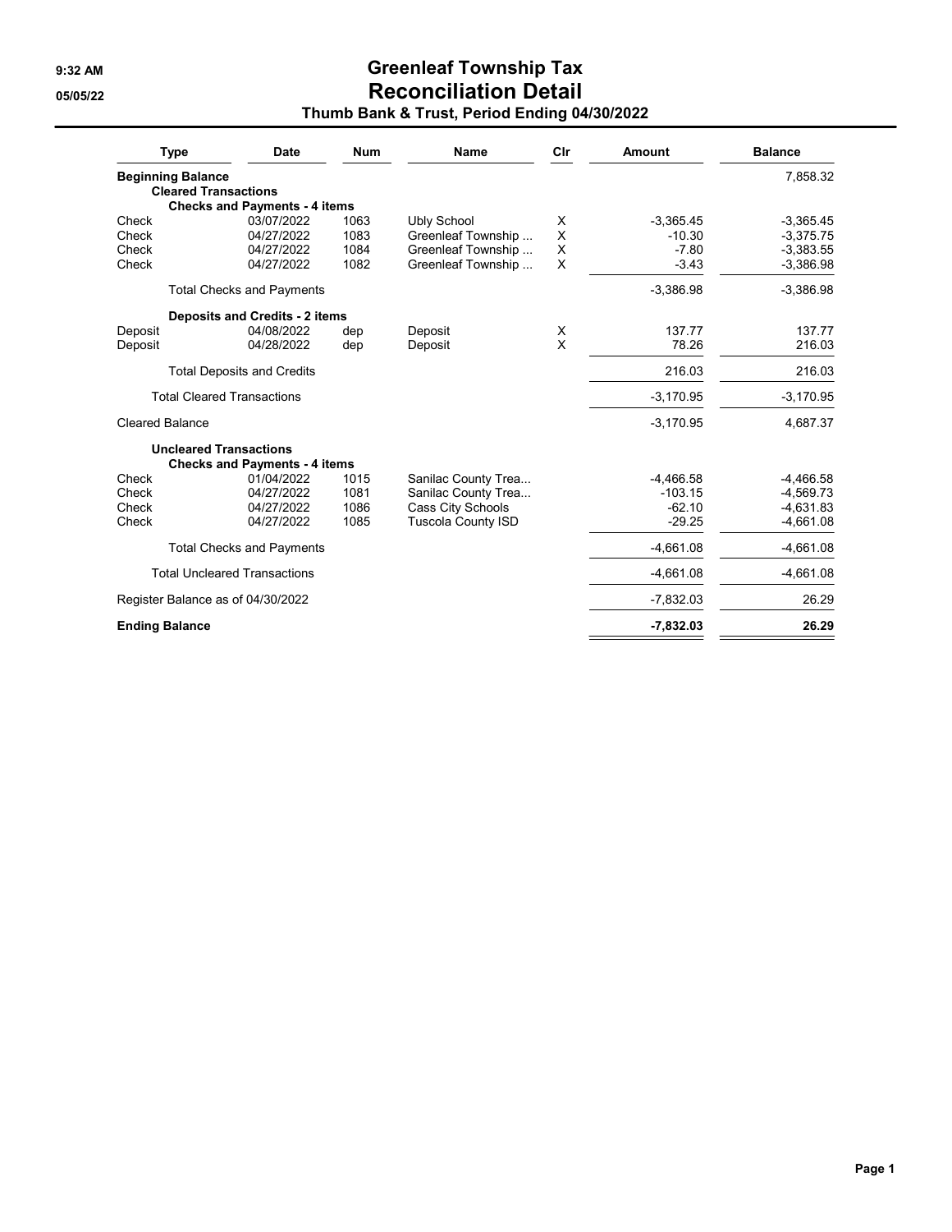# Greenleaf Township Tax
## Reconciliation Detail
### Thumb Bank & Trust, Period Ending 04/30/2022

9:32 AM
05/05/22

| Type | Date | Num | Name | Clr | Amount | Balance |
|---|---|---|---|---|---|---|
| **Beginning Balance** | | | | | | 7,858.32 |
| **Cleared Transactions** | | | | | | |
| **Checks and Payments - 4 items** | | | | | | |
| Check | 03/07/2022 | 1063 | Ubly School | X | -3,365.45 | -3,365.45 |
| Check | 04/27/2022 | 1083 | Greenleaf Township ... | X | -10.30 | -3,375.75 |
| Check | 04/27/2022 | 1084 | Greenleaf Township ... | X | -7.80 | -3,383.55 |
| Check | 04/27/2022 | 1082 | Greenleaf Township ... | X | -3.43 | -3,386.98 |
| Total Checks and Payments | | | | | -3,386.98 | -3,386.98 |
| **Deposits and Credits - 2 items** | | | | | | |
| Deposit | 04/08/2022 | dep | Deposit | X | 137.77 | 137.77 |
| Deposit | 04/28/2022 | dep | Deposit | X | 78.26 | 216.03 |
| Total Deposits and Credits | | | | | 216.03 | 216.03 |
| Total Cleared Transactions | | | | | -3,170.95 | -3,170.95 |
| Cleared Balance | | | | | -3,170.95 | 4,687.37 |
| **Uncleared Transactions** | | | | | | |
| **Checks and Payments - 4 items** | | | | | | |
| Check | 01/04/2022 | 1015 | Sanilac County Trea... | | -4,466.58 | -4,466.58 |
| Check | 04/27/2022 | 1081 | Sanilac County Trea... | | -103.15 | -4,569.73 |
| Check | 04/27/2022 | 1086 | Cass City Schools | | -62.10 | -4,631.83 |
| Check | 04/27/2022 | 1085 | Tuscola County ISD | | -29.25 | -4,661.08 |
| Total Checks and Payments | | | | | -4,661.08 | -4,661.08 |
| Total Uncleared Transactions | | | | | -4,661.08 | -4,661.08 |
| Register Balance as of 04/30/2022 | | | | | -7,832.03 | 26.29 |
| **Ending Balance** | | | | | **-7,832.03** | **26.29** |